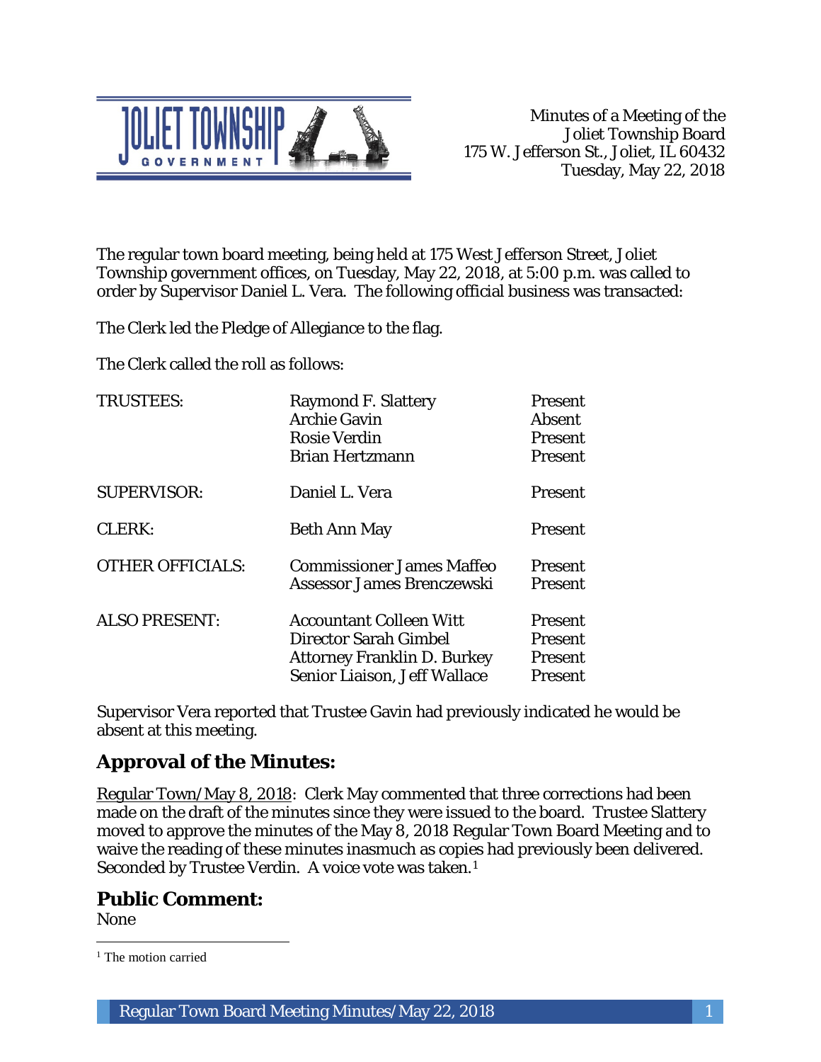JOLIET TOWNSHIP GOVERNMENT

Minutes of a Meeting of the
Joliet Township Board
175 W. Jefferson St., Joliet, IL 60432
Tuesday, May 22, 2018

The regular town board meeting, being held at 175 West Jefferson Street, Joliet Township government offices, on Tuesday, May 22, 2018, at 5:00 p.m. was called to order by Supervisor Daniel L. Vera. The following official business was transacted:

The Clerk led the Pledge of Allegiance to the flag.

The Clerk called the roll as follows:

| | | |
|---|---|---|
| TRUSTEES: | Raymond F. Slattery | Present |
| | Archie Gavin | Absent |
| | Rosie Verdin | Present |
| | Brian Hertzmann | Present |
| SUPERVISOR: | Daniel L. Vera | Present |
| CLERK: | Beth Ann May | Present |
| OTHER OFFICIALS: | Commissioner James Maffeo | Present |
| | Assessor James Brenczewski | Present |
| ALSO PRESENT: | Accountant Colleen Witt | Present |
| | Director Sarah Gimbel | Present |
| | Attorney Franklin D. Burkey | Present |
| | Senior Liaison, Jeff Wallace | Present |

Supervisor Vera reported that Trustee Gavin had previously indicated he would be absent at this meeting.

## Approval of the Minutes:

Regular Town/May 8, 2018: Clerk May commented that three corrections had been made on the draft of the minutes since they were issued to the board. Trustee Slattery moved to approve the minutes of the May 8, 2018 Regular Town Board Meeting and to waive the reading of these minutes inasmuch as copies had previously been delivered. Seconded by Trustee Verdin. A voice vote was taken.[1]

## Public Comment:

None

[1] The motion carried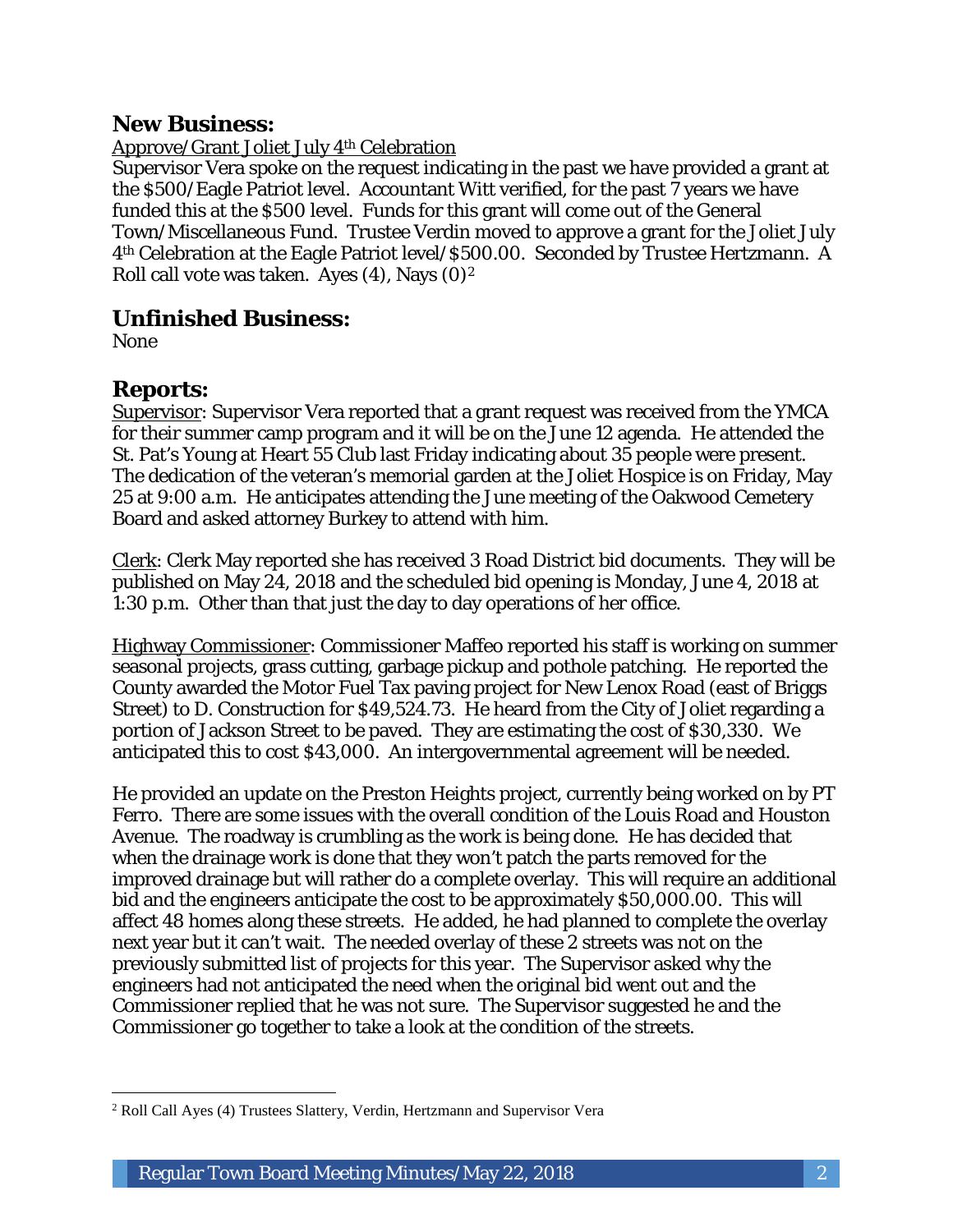## New Business:

Approve/Grant Joliet July 4th Celebration

Supervisor Vera spoke on the request indicating in the past we have provided a grant at the $500/Eagle Patriot level. Accountant Witt verified, for the past 7 years we have funded this at the $500 level. Funds for this grant will come out of the General Town/Miscellaneous Fund. Trustee Verdin moved to approve a grant for the Joliet July 4th Celebration at the Eagle Patriot level/$500.00. Seconded by Trustee Hertzmann. A Roll call vote was taken. Ayes (4), Nays (0)[2]

## Unfinished Business:

None

## Reports:

Supervisor: Supervisor Vera reported that a grant request was received from the YMCA for their summer camp program and it will be on the June 12 agenda. He attended the St. Pat's Young at Heart 55 Club last Friday indicating about 35 people were present. The dedication of the veteran's memorial garden at the Joliet Hospice is on Friday, May 25 at 9:00 a.m. He anticipates attending the June meeting of the Oakwood Cemetery Board and asked attorney Burkey to attend with him.

Clerk: Clerk May reported she has received 3 Road District bid documents. They will be published on May 24, 2018 and the scheduled bid opening is Monday, June 4, 2018 at 1:30 p.m. Other than that just the day to day operations of her office.

Highway Commissioner: Commissioner Maffeo reported his staff is working on summer seasonal projects, grass cutting, garbage pickup and pothole patching. He reported the County awarded the Motor Fuel Tax paving project for New Lenox Road (east of Briggs Street) to D. Construction for $49,524.73. He heard from the City of Joliet regarding a portion of Jackson Street to be paved. They are estimating the cost of $30,330. We anticipated this to cost $43,000. An intergovernmental agreement will be needed.

He provided an update on the Preston Heights project, currently being worked on by PT Ferro. There are some issues with the overall condition of the Louis Road and Houston Avenue. The roadway is crumbling as the work is being done. He has decided that when the drainage work is done that they won't patch the parts removed for the improved drainage but will rather do a complete overlay. This will require an additional bid and the engineers anticipate the cost to be approximately $50,000.00. This will affect 48 homes along these streets. He added, he had planned to complete the overlay next year but it can't wait. The needed overlay of these 2 streets was not on the previously submitted list of projects for this year. The Supervisor asked why the engineers had not anticipated the need when the original bid went out and the Commissioner replied that he was not sure. The Supervisor suggested he and the Commissioner go together to take a look at the condition of the streets.

---

[2] Roll Call Ayes (4) Trustees Slattery, Verdin, Hertzmann and Supervisor Vera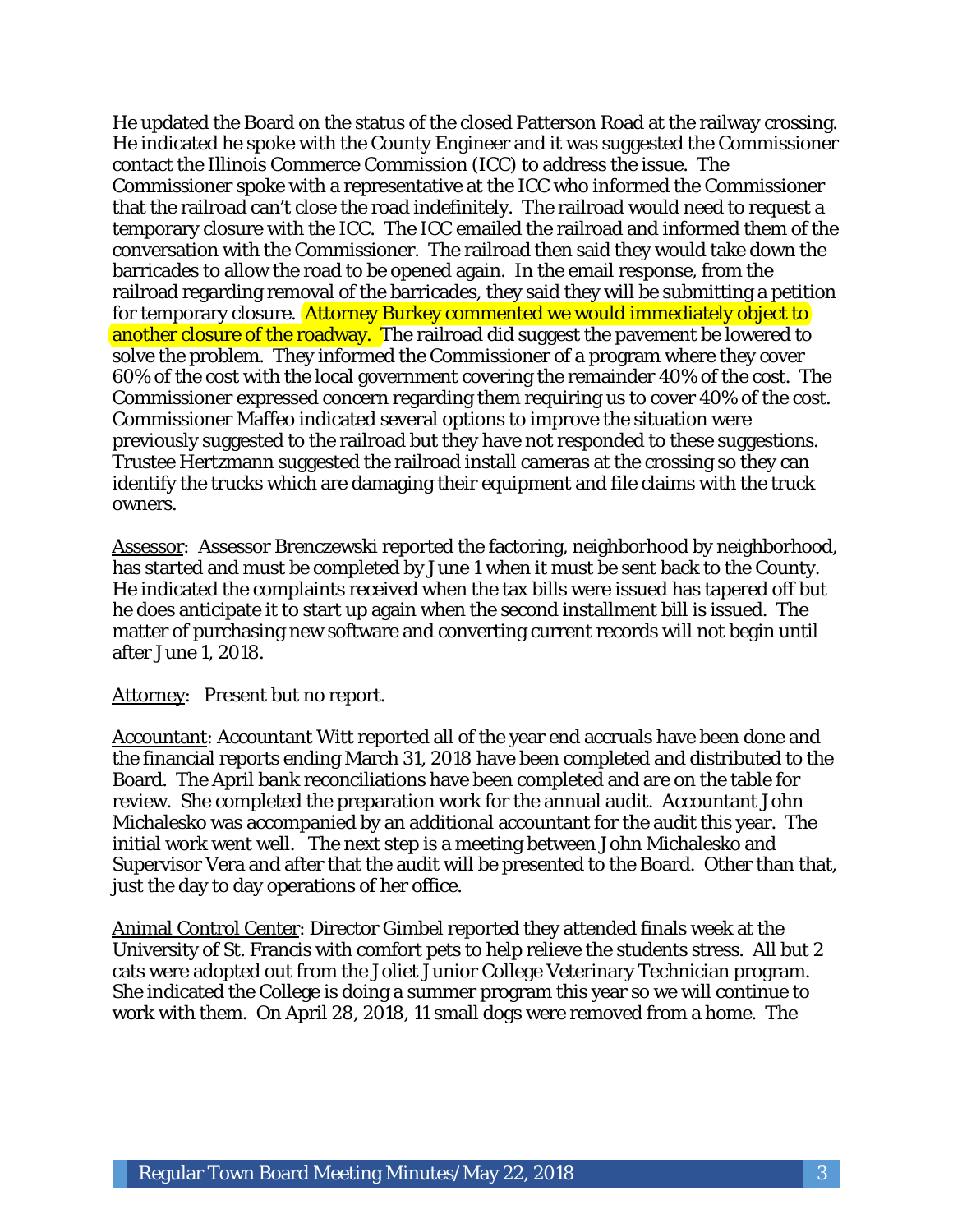He updated the Board on the status of the closed Patterson Road at the railway crossing. He indicated he spoke with the County Engineer and it was suggested the Commissioner contact the Illinois Commerce Commission (ICC) to address the issue. The Commissioner spoke with a representative at the ICC who informed the Commissioner that the railroad can't close the road indefinitely. The railroad would need to request a temporary closure with the ICC. The ICC emailed the railroad and informed them of the conversation with the Commissioner. The railroad then said they would take down the barricades to allow the road to be opened again. In the email response, from the railroad regarding removal of the barricades, they said they will be submitting a petition for temporary closure. Attorney Burkey commented we would immediately object to another closure of the roadway. The railroad did suggest the pavement be lowered to solve the problem. They informed the Commissioner of a program where they cover 60% of the cost with the local government covering the remainder 40% of the cost. The Commissioner expressed concern regarding them requiring us to cover 40% of the cost. Commissioner Maffeo indicated several options to improve the situation were previously suggested to the railroad but they have not responded to these suggestions. Trustee Hertzmann suggested the railroad install cameras at the crossing so they can identify the trucks which are damaging their equipment and file claims with the truck owners.

<u>Assessor</u>: Assessor Brenczewski reported the factoring, neighborhood by neighborhood, has started and must be completed by June 1 when it must be sent back to the County. He indicated the complaints received when the tax bills were issued has tapered off but he does anticipate it to start up again when the second installment bill is issued. The matter of purchasing new software and converting current records will not begin until after June 1, 2018.

<u>Attorney</u>: Present but no report.

<u>Accountant</u>: Accountant Witt reported all of the year end accruals have been done and the financial reports ending March 31, 2018 have been completed and distributed to the Board. The April bank reconciliations have been completed and are on the table for review. She completed the preparation work for the annual audit. Accountant John Michalesko was accompanied by an additional accountant for the audit this year. The initial work went well. The next step is a meeting between John Michalesko and Supervisor Vera and after that the audit will be presented to the Board. Other than that, just the day to day operations of her office.

<u>Animal Control Center</u>: Director Gimbel reported they attended finals week at the University of St. Francis with comfort pets to help relieve the students stress. All but 2 cats were adopted out from the Joliet Junior College Veterinary Technician program. She indicated the College is doing a summer program this year so we will continue to work with them. On April 28, 2018, 11 small dogs were removed from a home. The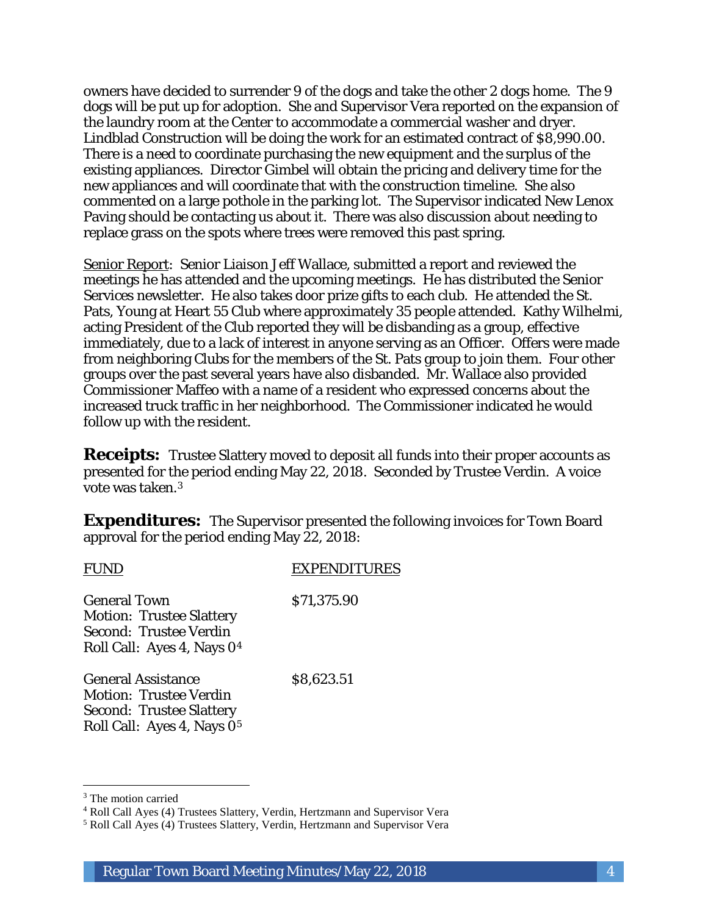owners have decided to surrender 9 of the dogs and take the other 2 dogs home. The 9 dogs will be put up for adoption. She and Supervisor Vera reported on the expansion of the laundry room at the Center to accommodate a commercial washer and dryer. Lindblad Construction will be doing the work for an estimated contract of $8,990.00. There is a need to coordinate purchasing the new equipment and the surplus of the existing appliances. Director Gimbel will obtain the pricing and delivery time for the new appliances and will coordinate that with the construction timeline. She also commented on a large pothole in the parking lot. The Supervisor indicated New Lenox Paving should be contacting us about it. There was also discussion about needing to replace grass on the spots where trees were removed this past spring.

Senior Report: Senior Liaison Jeff Wallace, submitted a report and reviewed the meetings he has attended and the upcoming meetings. He has distributed the Senior Services newsletter. He also takes door prize gifts to each club. He attended the St. Pats, Young at Heart 55 Club where approximately 35 people attended. Kathy Wilhelmi, acting President of the Club reported they will be disbanding as a group, effective immediately, due to a lack of interest in anyone serving as an Officer. Offers were made from neighboring Clubs for the members of the St. Pats group to join them. Four other groups over the past several years have also disbanded. Mr. Wallace also provided Commissioner Maffeo with a name of a resident who expressed concerns about the increased truck traffic in her neighborhood. The Commissioner indicated he would follow up with the resident.

**Receipts:** Trustee Slattery moved to deposit all funds into their proper accounts as presented for the period ending May 22, 2018. Seconded by Trustee Verdin. A voice vote was taken.[3]

**Expenditures:** The Supervisor presented the following invoices for Town Board approval for the period ending May 22, 2018:

| FUND | EXPENDITURES |
|---|---|
| General Town<br>Motion: Trustee Slattery<br>Second: Trustee Verdin<br>Roll Call: Ayes 4, Nays 0[4] | $71,375.90 |
| General Assistance<br>Motion: Trustee Verdin<br>Second: Trustee Slattery<br>Roll Call: Ayes 4, Nays 0[5] | $8,623.51 |

[3] The motion carried

[4] Roll Call Ayes (4) Trustees Slattery, Verdin, Hertzmann and Supervisor Vera

[5] Roll Call Ayes (4) Trustees Slattery, Verdin, Hertzmann and Supervisor Vera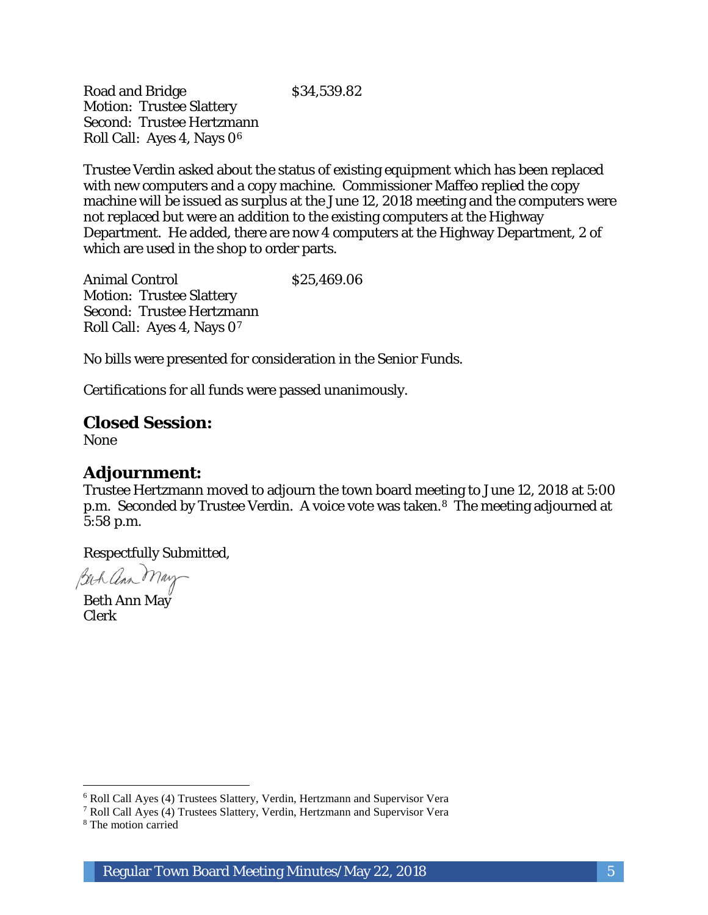Road and Bridge $34,539.82
Motion: Trustee Slattery
Second: Trustee Hertzmann
Roll Call: Ayes 4, Nays 0[6]

Trustee Verdin asked about the status of existing equipment which has been replaced with new computers and a copy machine. Commissioner Maffeo replied the copy machine will be issued as surplus at the June 12, 2018 meeting and the computers were not replaced but were an addition to the existing computers at the Highway Department. He added, there are now 4 computers at the Highway Department, 2 of which are used in the shop to order parts.

Animal Control $25,469.06
Motion: Trustee Slattery
Second: Trustee Hertzmann
Roll Call: Ayes 4, Nays 0[7]

No bills were presented for consideration in the Senior Funds.

Certifications for all funds were passed unanimously.

## Closed Session:

None

## Adjournment:

Trustee Hertzmann moved to adjourn the town board meeting to June 12, 2018 at 5:00 p.m. Seconded by Trustee Verdin. A voice vote was taken.[8] The meeting adjourned at 5:58 p.m.

Respectfully Submitted,

Beth Ann May
Clerk

---

[6] Roll Call Ayes (4) Trustees Slattery, Verdin, Hertzmann and Supervisor Vera

[7] Roll Call Ayes (4) Trustees Slattery, Verdin, Hertzmann and Supervisor Vera

[8] The motion carried